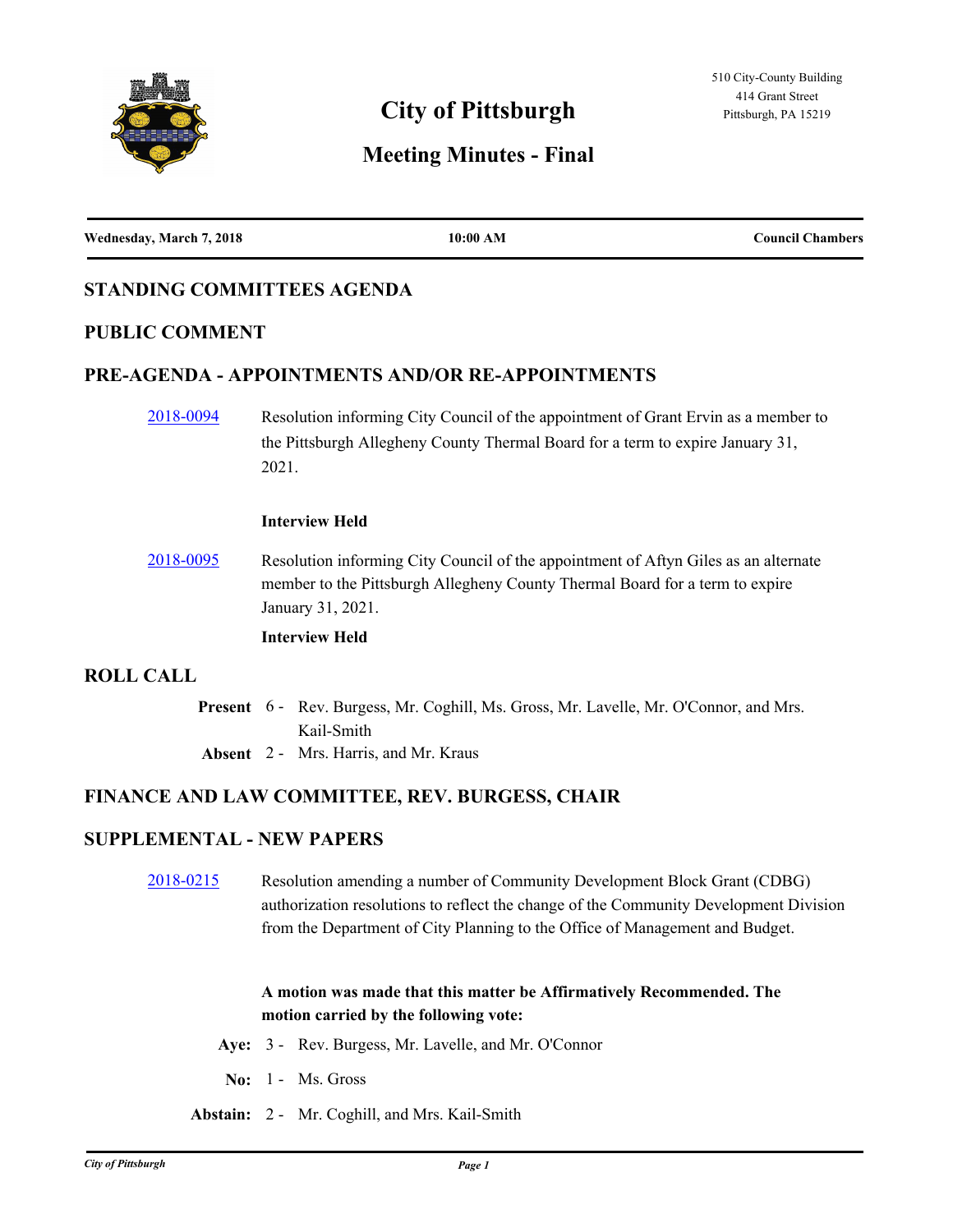# City of Pittsburgh

## Meeting Minutes - Final

510 City-County Building
414 Grant Street
Pittsburgh, PA 15219

**Wednesday, March 7, 2018** | **10:00 AM** | **Council Chambers**

## STANDING COMMITTEES AGENDA

## PUBLIC COMMENT

## PRE-AGENDA - APPOINTMENTS AND/OR RE-APPOINTMENTS

2018-0094 — Resolution informing City Council of the appointment of Grant Ervin as a member to the Pittsburgh Allegheny County Thermal Board for a term to expire January 31, 2021.

**Interview Held**

2018-0095 — Resolution informing City Council of the appointment of Aftyn Giles as an alternate member to the Pittsburgh Allegheny County Thermal Board for a term to expire January 31, 2021.

**Interview Held**

## ROLL CALL

**Present** 6 - Rev. Burgess, Mr. Coghill, Ms. Gross, Mr. Lavelle, Mr. O'Connor, and Mrs. Kail-Smith

**Absent** 2 - Mrs. Harris, and Mr. Kraus

## FINANCE AND LAW COMMITTEE, REV. BURGESS, CHAIR

## SUPPLEMENTAL - NEW PAPERS

2018-0215 — Resolution amending a number of Community Development Block Grant (CDBG) authorization resolutions to reflect the change of the Community Development Division from the Department of City Planning to the Office of Management and Budget.

**A motion was made that this matter be Affirmatively Recommended. The motion carried by the following vote:**

**Aye:** 3 - Rev. Burgess, Mr. Lavelle, and Mr. O'Connor

**No:** 1 - Ms. Gross

**Abstain:** 2 - Mr. Coghill, and Mrs. Kail-Smith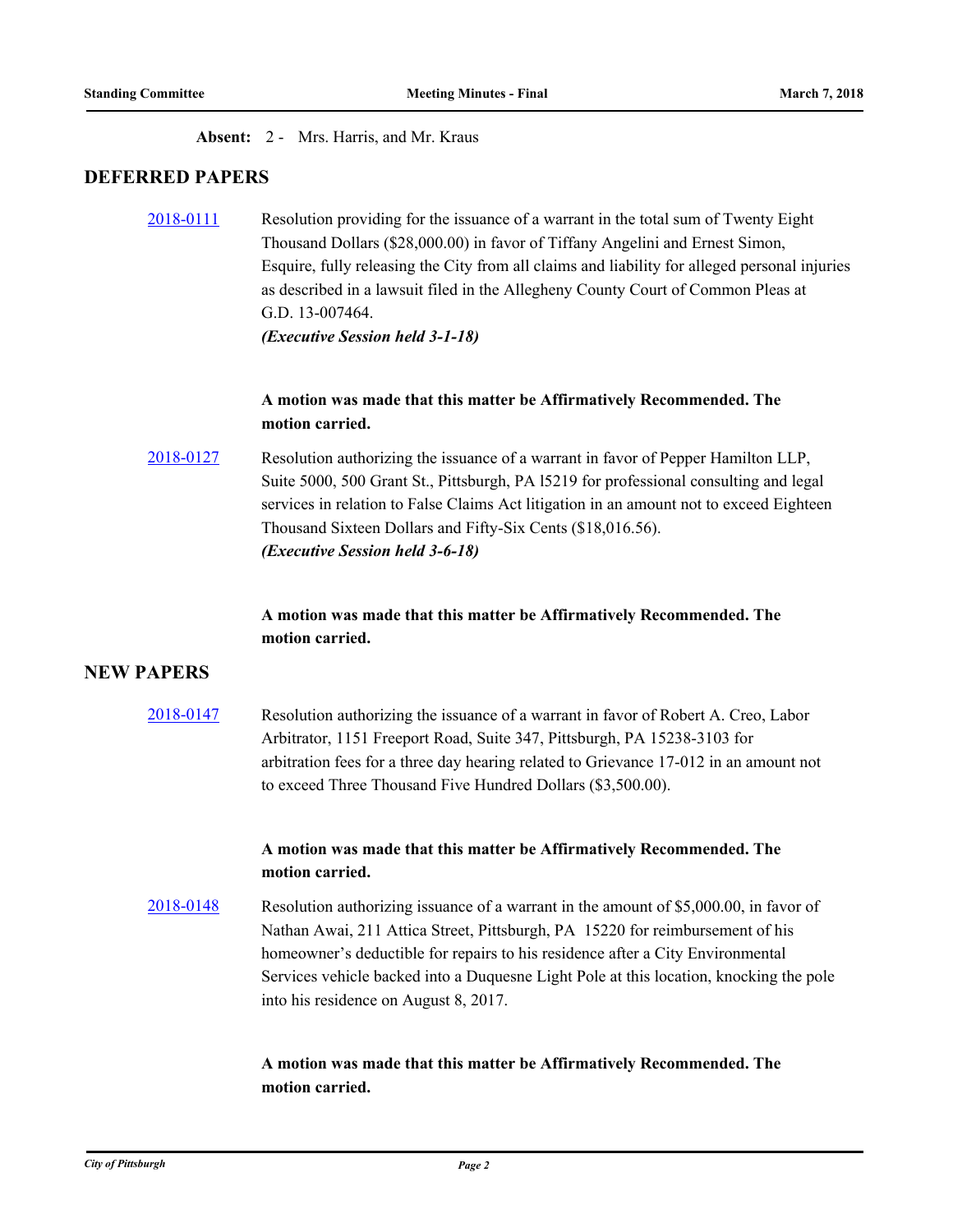**Absent:** 2 - Mrs. Harris, and Mr. Kraus

## DEFERRED PAPERS

2018-0111 Resolution providing for the issuance of a warrant in the total sum of Twenty Eight Thousand Dollars ($28,000.00) in favor of Tiffany Angelini and Ernest Simon, Esquire, fully releasing the City from all claims and liability for alleged personal injuries as described in a lawsuit filed in the Allegheny County Court of Common Pleas at G.D. 13-007464.
***(Executive Session held 3-1-18)***

**A motion was made that this matter be Affirmatively Recommended. The motion carried.**

2018-0127 Resolution authorizing the issuance of a warrant in favor of Pepper Hamilton LLP, Suite 5000, 500 Grant St., Pittsburgh, PA l5219 for professional consulting and legal services in relation to False Claims Act litigation in an amount not to exceed Eighteen Thousand Sixteen Dollars and Fifty-Six Cents ($18,016.56).
***(Executive Session held 3-6-18)***

**A motion was made that this matter be Affirmatively Recommended. The motion carried.**

## NEW PAPERS

2018-0147 Resolution authorizing the issuance of a warrant in favor of Robert A. Creo, Labor Arbitrator, 1151 Freeport Road, Suite 347, Pittsburgh, PA 15238-3103 for arbitration fees for a three day hearing related to Grievance 17-012 in an amount not to exceed Three Thousand Five Hundred Dollars ($3,500.00).

**A motion was made that this matter be Affirmatively Recommended. The motion carried.**

2018-0148 Resolution authorizing issuance of a warrant in the amount of $5,000.00, in favor of Nathan Awai, 211 Attica Street, Pittsburgh, PA 15220 for reimbursement of his homeowner's deductible for repairs to his residence after a City Environmental Services vehicle backed into a Duquesne Light Pole at this location, knocking the pole into his residence on August 8, 2017.

**A motion was made that this matter be Affirmatively Recommended. The motion carried.**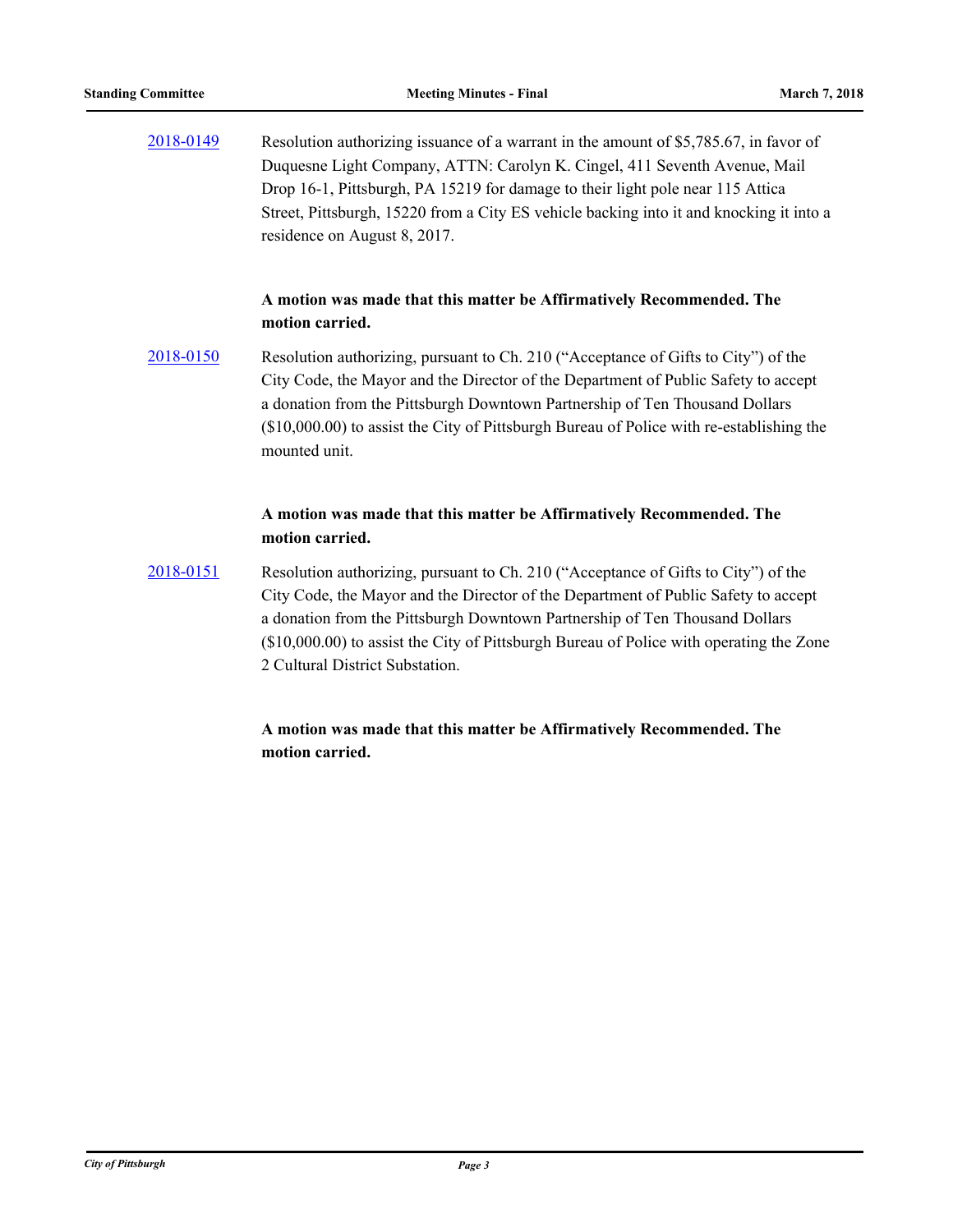2018-0149 Resolution authorizing issuance of a warrant in the amount of $5,785.67, in favor of Duquesne Light Company, ATTN: Carolyn K. Cingel, 411 Seventh Avenue, Mail Drop 16-1, Pittsburgh, PA 15219 for damage to their light pole near 115 Attica Street, Pittsburgh, 15220 from a City ES vehicle backing into it and knocking it into a residence on August 8, 2017.

**A motion was made that this matter be Affirmatively Recommended. The motion carried.**

2018-0150 Resolution authorizing, pursuant to Ch. 210 ("Acceptance of Gifts to City") of the City Code, the Mayor and the Director of the Department of Public Safety to accept a donation from the Pittsburgh Downtown Partnership of Ten Thousand Dollars ($10,000.00) to assist the City of Pittsburgh Bureau of Police with re-establishing the mounted unit.

**A motion was made that this matter be Affirmatively Recommended. The motion carried.**

2018-0151 Resolution authorizing, pursuant to Ch. 210 ("Acceptance of Gifts to City") of the City Code, the Mayor and the Director of the Department of Public Safety to accept a donation from the Pittsburgh Downtown Partnership of Ten Thousand Dollars ($10,000.00) to assist the City of Pittsburgh Bureau of Police with operating the Zone 2 Cultural District Substation.

**A motion was made that this matter be Affirmatively Recommended. The motion carried.**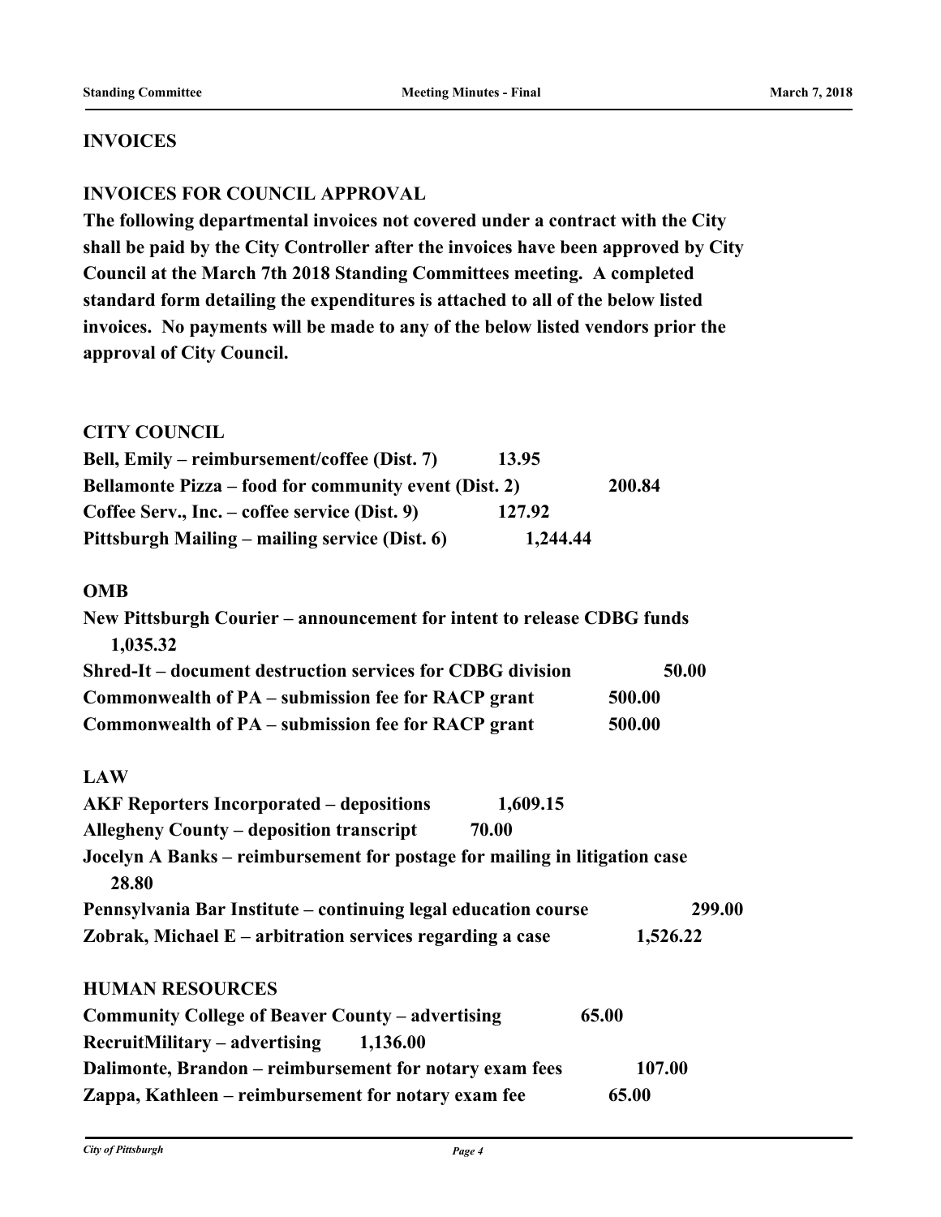## INVOICES

## INVOICES FOR COUNCIL APPROVAL

**The following departmental invoices not covered under a contract with the City shall be paid by the City Controller after the invoices have been approved by City Council at the March 7th 2018 Standing Committees meeting. A completed standard form detailing the expenditures is attached to all of the below listed invoices. No payments will be made to any of the below listed vendors prior the approval of City Council.**

**CITY COUNCIL**

**Bell, Emily – reimbursement/coffee (Dist. 7) 13.95**
**Bellamonte Pizza – food for community event (Dist. 2) 200.84**
**Coffee Serv., Inc. – coffee service (Dist. 9) 127.92**
**Pittsburgh Mailing – mailing service (Dist. 6) 1,244.44**

**OMB**

**New Pittsburgh Courier – announcement for intent to release CDBG funds 1,035.32**
**Shred-It – document destruction services for CDBG division 50.00**
**Commonwealth of PA – submission fee for RACP grant 500.00**
**Commonwealth of PA – submission fee for RACP grant 500.00**

**LAW**

**AKF Reporters Incorporated – depositions 1,609.15**
**Allegheny County – deposition transcript 70.00**
**Jocelyn A Banks – reimbursement for postage for mailing in litigation case 28.80**
**Pennsylvania Bar Institute – continuing legal education course 299.00**
**Zobrak, Michael E – arbitration services regarding a case 1,526.22**

**HUMAN RESOURCES**

**Community College of Beaver County – advertising 65.00**
**RecruitMilitary – advertising 1,136.00**
**Dalimonte, Brandon – reimbursement for notary exam fees 107.00**
**Zappa, Kathleen – reimbursement for notary exam fee 65.00**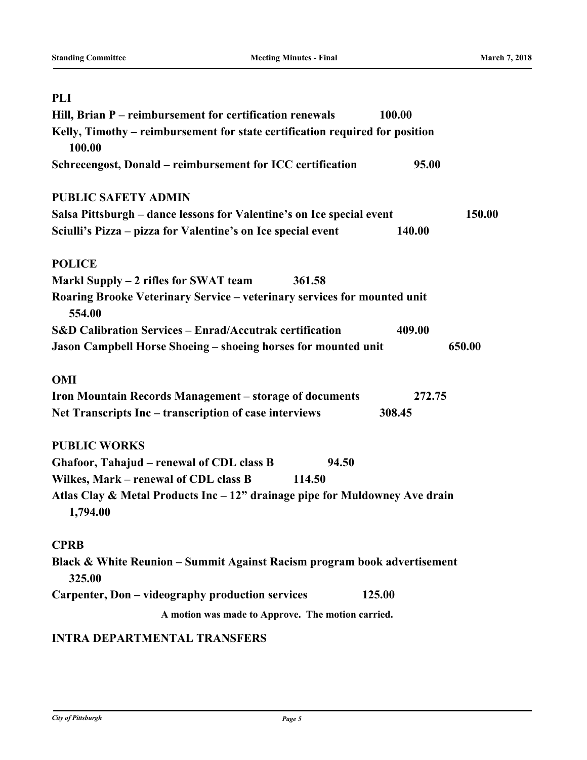**PLI**

**Hill, Brian P – reimbursement for certification renewals 100.00**

**Kelly, Timothy – reimbursement for state certification required for position 100.00**

**Schrecengost, Donald – reimbursement for ICC certification 95.00**

**PUBLIC SAFETY ADMIN**

**Salsa Pittsburgh – dance lessons for Valentine's on Ice special event 150.00**

**Sciulli's Pizza – pizza for Valentine's on Ice special event 140.00**

**POLICE**

**Markl Supply – 2 rifles for SWAT team 361.58**

**Roaring Brooke Veterinary Service – veterinary services for mounted unit 554.00**

**S&D Calibration Services – Enrad/Accutrak certification 409.00**

**Jason Campbell Horse Shoeing – shoeing horses for mounted unit 650.00**

**OMI**

**Iron Mountain Records Management – storage of documents 272.75**

**Net Transcripts Inc – transcription of case interviews 308.45**

**PUBLIC WORKS**

**Ghafoor, Tahajud – renewal of CDL class B 94.50**

**Wilkes, Mark – renewal of CDL class B 114.50**

**Atlas Clay & Metal Products Inc – 12" drainage pipe for Muldowney Ave drain 1,794.00**

**CPRB**

**Black & White Reunion – Summit Against Racism program book advertisement 325.00**

**Carpenter, Don – videography production services 125.00**

**A motion was made to Approve. The motion carried.**

**INTRA DEPARTMENTAL TRANSFERS**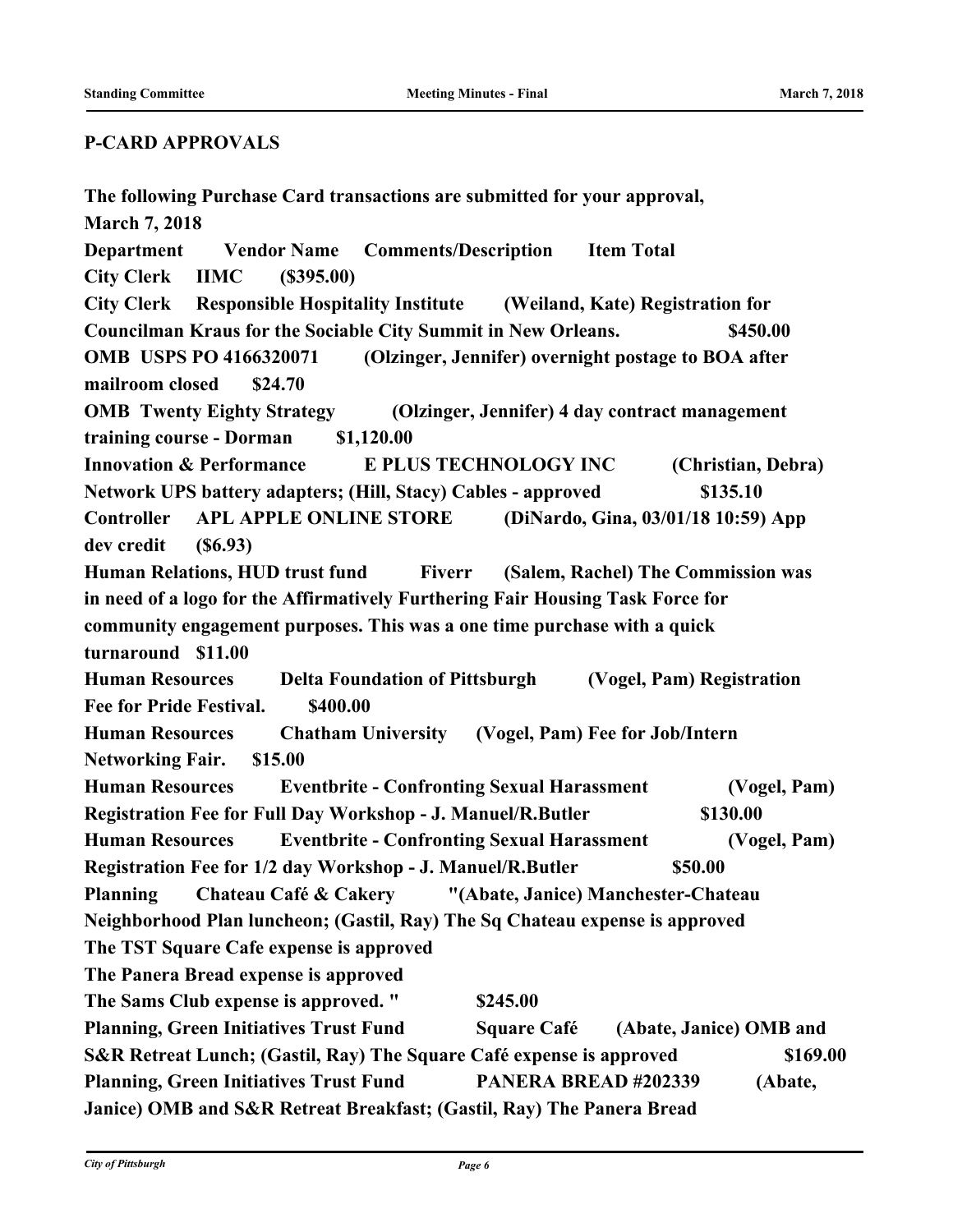## P-CARD APPROVALS

**The following Purchase Card transactions are submitted for your approval, March 7, 2018**

**Department Vendor Name Comments/Description Item Total**

**City Clerk IIMC ($395.00)**

**City Clerk Responsible Hospitality Institute (Weiland, Kate) Registration for Councilman Kraus for the Sociable City Summit in New Orleans. $450.00**

**OMB USPS PO 4166320071 (Olzinger, Jennifer) overnight postage to BOA after mailroom closed $24.70**

**OMB Twenty Eighty Strategy (Olzinger, Jennifer) 4 day contract management training course - Dorman $1,120.00**

**Innovation & Performance E PLUS TECHNOLOGY INC (Christian, Debra) Network UPS battery adapters; (Hill, Stacy) Cables - approved $135.10**

**Controller APL APPLE ONLINE STORE (DiNardo, Gina, 03/01/18 10:59) App dev credit ($6.93)**

**Human Relations, HUD trust fund Fiverr (Salem, Rachel) The Commission was in need of a logo for the Affirmatively Furthering Fair Housing Task Force for community engagement purposes. This was a one time purchase with a quick turnaround $11.00**

**Human Resources Delta Foundation of Pittsburgh (Vogel, Pam) Registration Fee for Pride Festival. $400.00**

**Human Resources Chatham University (Vogel, Pam) Fee for Job/Intern Networking Fair. $15.00**

**Human Resources Eventbrite - Confronting Sexual Harassment (Vogel, Pam) Registration Fee for Full Day Workshop - J. Manuel/R.Butler $130.00**

**Human Resources Eventbrite - Confronting Sexual Harassment (Vogel, Pam) Registration Fee for 1/2 day Workshop - J. Manuel/R.Butler $50.00**

**Planning Chateau Café & Cakery "(Abate, Janice) Manchester-Chateau Neighborhood Plan luncheon; (Gastil, Ray) The Sq Chateau expense is approved**
**The TST Square Cafe expense is approved**
**The Panera Bread expense is approved**
**The Sams Club expense is approved. " $245.00**

**Planning, Green Initiatives Trust Fund Square Café (Abate, Janice) OMB and S&R Retreat Lunch; (Gastil, Ray) The Square Café expense is approved $169.00**

**Planning, Green Initiatives Trust Fund PANERA BREAD #202339 (Abate, Janice) OMB and S&R Retreat Breakfast; (Gastil, Ray) The Panera Bread**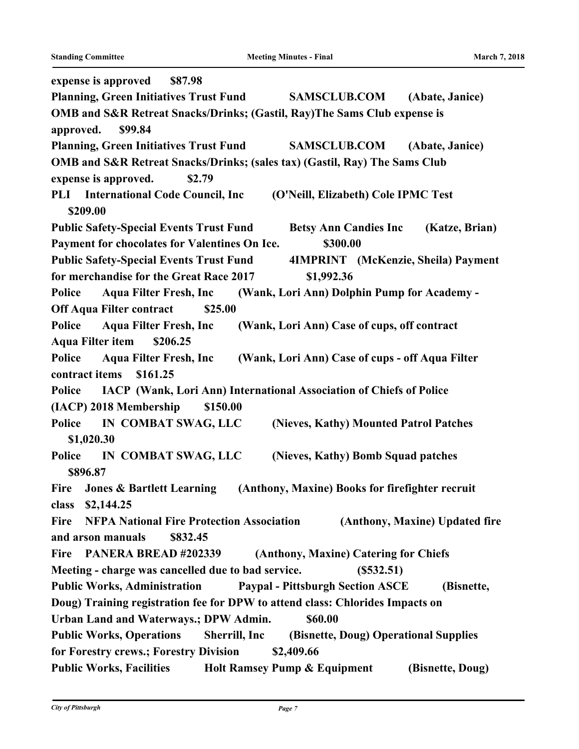**expense is approved $87.98**

**Planning, Green Initiatives Trust Fund SAMSCLUB.COM (Abate, Janice) OMB and S&R Retreat Snacks/Drinks; (Gastil, Ray)The Sams Club expense is approved. $99.84**

**Planning, Green Initiatives Trust Fund SAMSCLUB.COM (Abate, Janice) OMB and S&R Retreat Snacks/Drinks; (sales tax) (Gastil, Ray) The Sams Club expense is approved. $2.79**

**PLI International Code Council, Inc (O'Neill, Elizabeth) Cole IPMC Test $209.00**

**Public Safety-Special Events Trust Fund Betsy Ann Candies Inc (Katze, Brian) Payment for chocolates for Valentines On Ice. $300.00**

**Public Safety-Special Events Trust Fund 4IMPRINT (McKenzie, Sheila) Payment for merchandise for the Great Race 2017 $1,992.36**

**Police Aqua Filter Fresh, Inc (Wank, Lori Ann) Dolphin Pump for Academy - Off Aqua Filter contract $25.00**

**Police Aqua Filter Fresh, Inc (Wank, Lori Ann) Case of cups, off contract Aqua Filter item $206.25**

**Police Aqua Filter Fresh, Inc (Wank, Lori Ann) Case of cups - off Aqua Filter contract items $161.25**

**Police IACP (Wank, Lori Ann) International Association of Chiefs of Police (IACP) 2018 Membership $150.00**

**Police IN COMBAT SWAG, LLC (Nieves, Kathy) Mounted Patrol Patches $1,020.30**

**Police IN COMBAT SWAG, LLC (Nieves, Kathy) Bomb Squad patches $896.87**

**Fire Jones & Bartlett Learning (Anthony, Maxine) Books for firefighter recruit class $2,144.25**

**Fire NFPA National Fire Protection Association (Anthony, Maxine) Updated fire and arson manuals $832.45**

**Fire PANERA BREAD #202339 (Anthony, Maxine) Catering for Chiefs Meeting - charge was cancelled due to bad service. ($532.51)**

**Public Works, Administration Paypal - Pittsburgh Section ASCE (Bisnette, Doug) Training registration fee for DPW to attend class: Chlorides Impacts on Urban Land and Waterways.; DPW Admin. $60.00**

**Public Works, Operations Sherrill, Inc (Bisnette, Doug) Operational Supplies for Forestry crews.; Forestry Division $2,409.66**

**Public Works, Facilities Holt Ramsey Pump & Equipment (Bisnette, Doug)**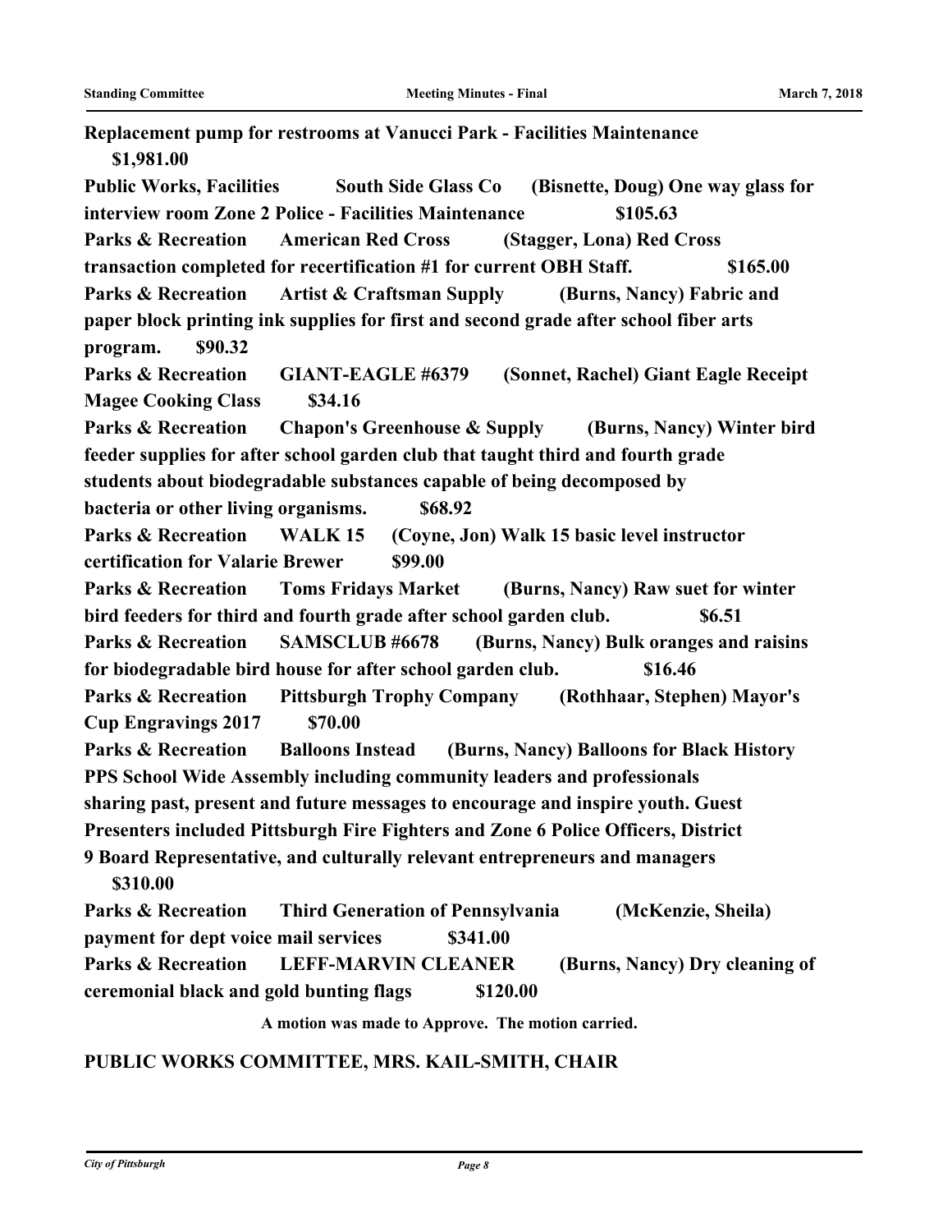**Replacement pump for restrooms at Vanucci Park - Facilities Maintenance $1,981.00**

**Public Works, Facilities South Side Glass Co (Bisnette, Doug) One way glass for interview room Zone 2 Police - Facilities Maintenance $105.63**

**Parks & Recreation American Red Cross (Stagger, Lona) Red Cross transaction completed for recertification #1 for current OBH Staff. $165.00**

**Parks & Recreation Artist & Craftsman Supply (Burns, Nancy) Fabric and paper block printing ink supplies for first and second grade after school fiber arts program. $90.32**

**Parks & Recreation GIANT-EAGLE #6379 (Sonnet, Rachel) Giant Eagle Receipt Magee Cooking Class $34.16**

**Parks & Recreation Chapon's Greenhouse & Supply (Burns, Nancy) Winter bird feeder supplies for after school garden club that taught third and fourth grade students about biodegradable substances capable of being decomposed by bacteria or other living organisms. $68.92**

**Parks & Recreation WALK 15 (Coyne, Jon) Walk 15 basic level instructor certification for Valarie Brewer $99.00**

**Parks & Recreation Toms Fridays Market (Burns, Nancy) Raw suet for winter bird feeders for third and fourth grade after school garden club. $6.51**

**Parks & Recreation SAMSCLUB #6678 (Burns, Nancy) Bulk oranges and raisins for biodegradable bird house for after school garden club. $16.46**

**Parks & Recreation Pittsburgh Trophy Company (Rothhaar, Stephen) Mayor's Cup Engravings 2017 $70.00**

**Parks & Recreation Balloons Instead (Burns, Nancy) Balloons for Black History PPS School Wide Assembly including community leaders and professionals sharing past, present and future messages to encourage and inspire youth. Guest Presenters included Pittsburgh Fire Fighters and Zone 6 Police Officers, District 9 Board Representative, and culturally relevant entrepreneurs and managers $310.00**

**Parks & Recreation Third Generation of Pennsylvania (McKenzie, Sheila) payment for dept voice mail services $341.00**

**Parks & Recreation LEFF-MARVIN CLEANER (Burns, Nancy) Dry cleaning of ceremonial black and gold bunting flags $120.00**

**A motion was made to Approve. The motion carried.**

## PUBLIC WORKS COMMITTEE, MRS. KAIL-SMITH, CHAIR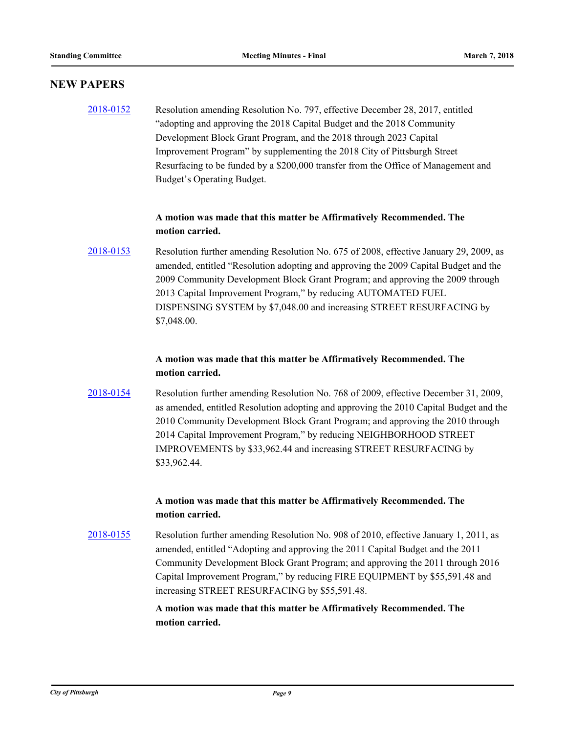## NEW PAPERS

2018-0152 Resolution amending Resolution No. 797, effective December 28, 2017, entitled "adopting and approving the 2018 Capital Budget and the 2018 Community Development Block Grant Program, and the 2018 through 2023 Capital Improvement Program" by supplementing the 2018 City of Pittsburgh Street Resurfacing to be funded by a $200,000 transfer from the Office of Management and Budget's Operating Budget.

**A motion was made that this matter be Affirmatively Recommended. The motion carried.**

2018-0153 Resolution further amending Resolution No. 675 of 2008, effective January 29, 2009, as amended, entitled "Resolution adopting and approving the 2009 Capital Budget and the 2009 Community Development Block Grant Program; and approving the 2009 through 2013 Capital Improvement Program," by reducing AUTOMATED FUEL DISPENSING SYSTEM by $7,048.00 and increasing STREET RESURFACING by $7,048.00.

**A motion was made that this matter be Affirmatively Recommended. The motion carried.**

2018-0154 Resolution further amending Resolution No. 768 of 2009, effective December 31, 2009, as amended, entitled Resolution adopting and approving the 2010 Capital Budget and the 2010 Community Development Block Grant Program; and approving the 2010 through 2014 Capital Improvement Program," by reducing NEIGHBORHOOD STREET IMPROVEMENTS by $33,962.44 and increasing STREET RESURFACING by $33,962.44.

**A motion was made that this matter be Affirmatively Recommended. The motion carried.**

2018-0155 Resolution further amending Resolution No. 908 of 2010, effective January 1, 2011, as amended, entitled "Adopting and approving the 2011 Capital Budget and the 2011 Community Development Block Grant Program; and approving the 2011 through 2016 Capital Improvement Program," by reducing FIRE EQUIPMENT by $55,591.48 and increasing STREET RESURFACING by $55,591.48.

**A motion was made that this matter be Affirmatively Recommended. The motion carried.**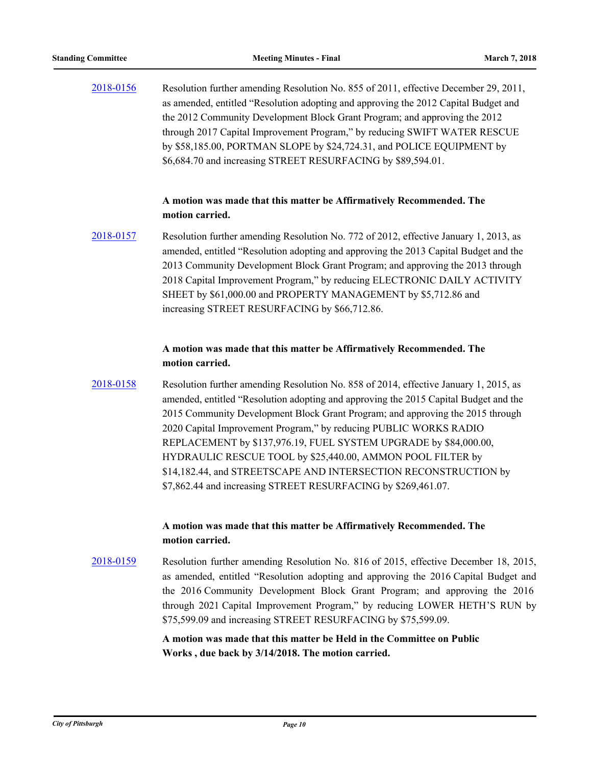2018-0156 Resolution further amending Resolution No. 855 of 2011, effective December 29, 2011, as amended, entitled "Resolution adopting and approving the 2012 Capital Budget and the 2012 Community Development Block Grant Program; and approving the 2012 through 2017 Capital Improvement Program," by reducing SWIFT WATER RESCUE by $58,185.00, PORTMAN SLOPE by $24,724.31, and POLICE EQUIPMENT by $6,684.70 and increasing STREET RESURFACING by $89,594.01.

**A motion was made that this matter be Affirmatively Recommended. The motion carried.**

2018-0157 Resolution further amending Resolution No. 772 of 2012, effective January 1, 2013, as amended, entitled "Resolution adopting and approving the 2013 Capital Budget and the 2013 Community Development Block Grant Program; and approving the 2013 through 2018 Capital Improvement Program," by reducing ELECTRONIC DAILY ACTIVITY SHEET by $61,000.00 and PROPERTY MANAGEMENT by $5,712.86 and increasing STREET RESURFACING by $66,712.86.

**A motion was made that this matter be Affirmatively Recommended. The motion carried.**

2018-0158 Resolution further amending Resolution No. 858 of 2014, effective January 1, 2015, as amended, entitled "Resolution adopting and approving the 2015 Capital Budget and the 2015 Community Development Block Grant Program; and approving the 2015 through 2020 Capital Improvement Program," by reducing PUBLIC WORKS RADIO REPLACEMENT by $137,976.19, FUEL SYSTEM UPGRADE by $84,000.00, HYDRAULIC RESCUE TOOL by $25,440.00, AMMON POOL FILTER by $14,182.44, and STREETSCAPE AND INTERSECTION RECONSTRUCTION by $7,862.44 and increasing STREET RESURFACING by $269,461.07.

**A motion was made that this matter be Affirmatively Recommended. The motion carried.**

2018-0159 Resolution further amending Resolution No. 816 of 2015, effective December 18, 2015, as amended, entitled "Resolution adopting and approving the 2016 Capital Budget and the 2016 Community Development Block Grant Program; and approving the 2016 through 2021 Capital Improvement Program," by reducing LOWER HETH'S RUN by $75,599.09 and increasing STREET RESURFACING by $75,599.09.

**A motion was made that this matter be Held in the Committee on Public Works , due back by 3/14/2018. The motion carried.**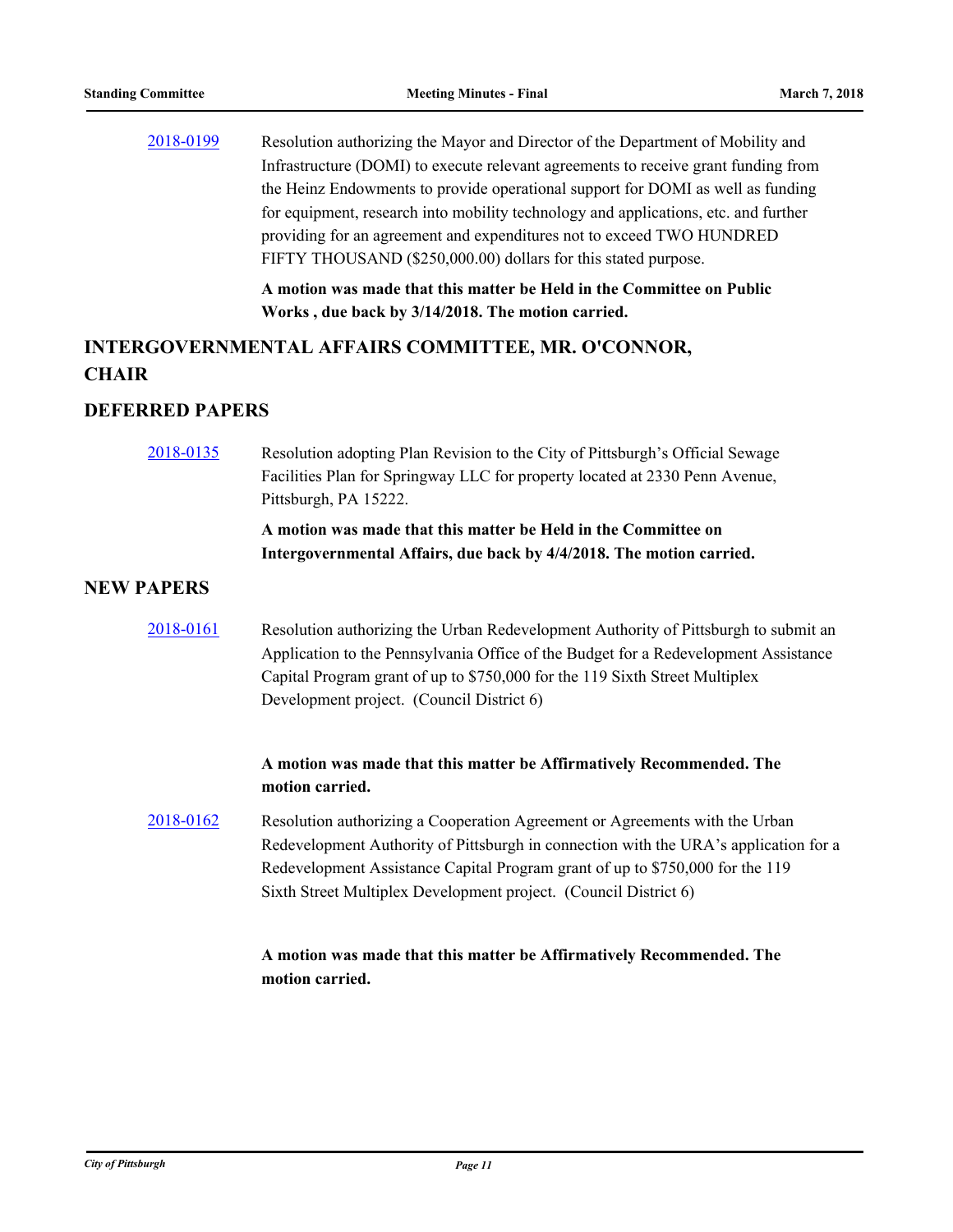2018-0199 Resolution authorizing the Mayor and Director of the Department of Mobility and Infrastructure (DOMI) to execute relevant agreements to receive grant funding from the Heinz Endowments to provide operational support for DOMI as well as funding for equipment, research into mobility technology and applications, etc. and further providing for an agreement and expenditures not to exceed TWO HUNDRED FIFTY THOUSAND ($250,000.00) dollars for this stated purpose.

**A motion was made that this matter be Held in the Committee on Public Works , due back by 3/14/2018. The motion carried.**

## INTERGOVERNMENTAL AFFAIRS COMMITTEE, MR. O'CONNOR, CHAIR

## DEFERRED PAPERS

2018-0135 Resolution adopting Plan Revision to the City of Pittsburgh's Official Sewage Facilities Plan for Springway LLC for property located at 2330 Penn Avenue, Pittsburgh, PA 15222.

**A motion was made that this matter be Held in the Committee on Intergovernmental Affairs, due back by 4/4/2018. The motion carried.**

## NEW PAPERS

2018-0161 Resolution authorizing the Urban Redevelopment Authority of Pittsburgh to submit an Application to the Pennsylvania Office of the Budget for a Redevelopment Assistance Capital Program grant of up to $750,000 for the 119 Sixth Street Multiplex Development project. (Council District 6)

**A motion was made that this matter be Affirmatively Recommended. The motion carried.**

2018-0162 Resolution authorizing a Cooperation Agreement or Agreements with the Urban Redevelopment Authority of Pittsburgh in connection with the URA's application for a Redevelopment Assistance Capital Program grant of up to $750,000 for the 119 Sixth Street Multiplex Development project. (Council District 6)

**A motion was made that this matter be Affirmatively Recommended. The motion carried.**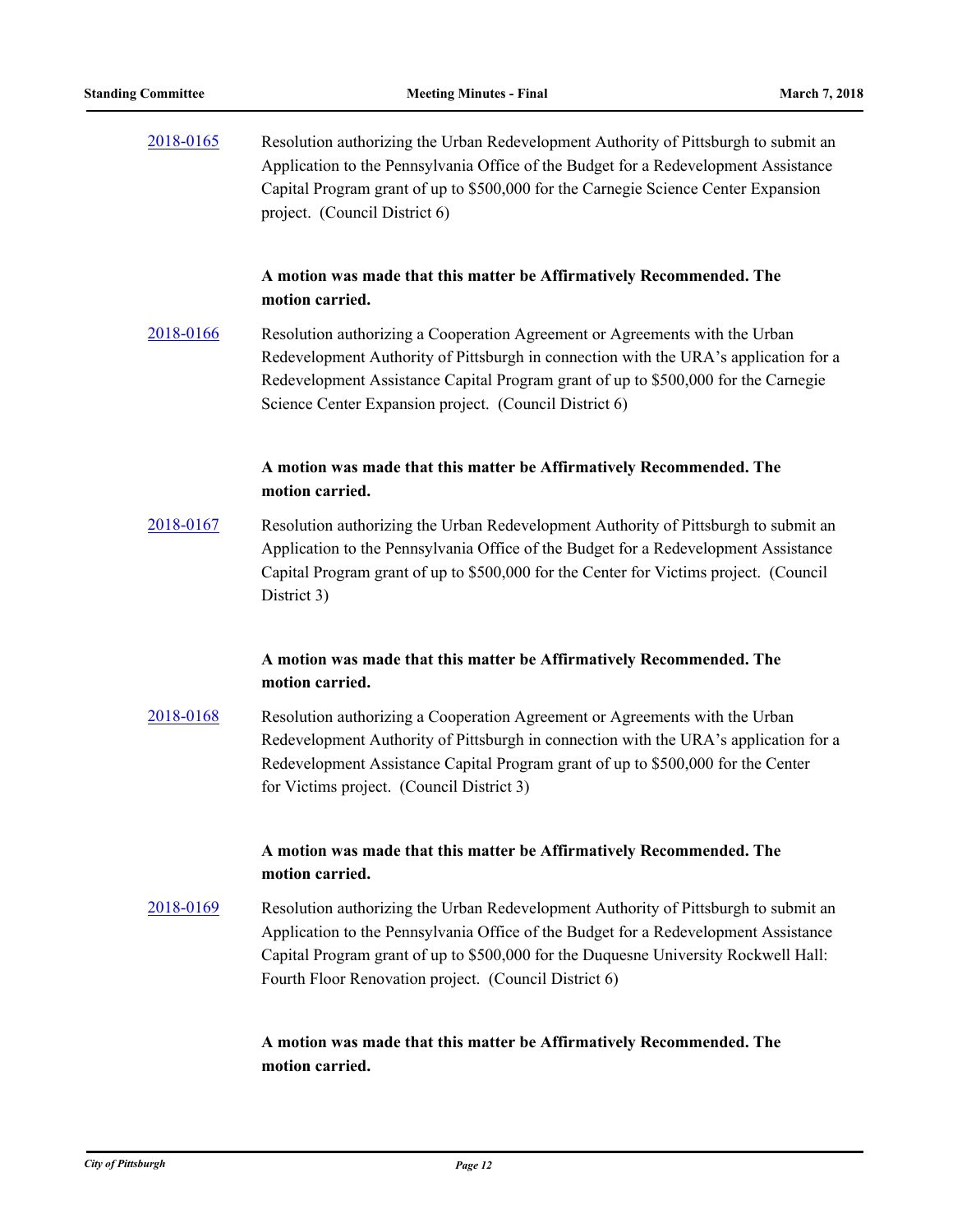2018-0165 Resolution authorizing the Urban Redevelopment Authority of Pittsburgh to submit an Application to the Pennsylvania Office of the Budget for a Redevelopment Assistance Capital Program grant of up to $500,000 for the Carnegie Science Center Expansion project. (Council District 6)

**A motion was made that this matter be Affirmatively Recommended. The motion carried.**

2018-0166 Resolution authorizing a Cooperation Agreement or Agreements with the Urban Redevelopment Authority of Pittsburgh in connection with the URA's application for a Redevelopment Assistance Capital Program grant of up to $500,000 for the Carnegie Science Center Expansion project. (Council District 6)

**A motion was made that this matter be Affirmatively Recommended. The motion carried.**

2018-0167 Resolution authorizing the Urban Redevelopment Authority of Pittsburgh to submit an Application to the Pennsylvania Office of the Budget for a Redevelopment Assistance Capital Program grant of up to $500,000 for the Center for Victims project. (Council District 3)

**A motion was made that this matter be Affirmatively Recommended. The motion carried.**

2018-0168 Resolution authorizing a Cooperation Agreement or Agreements with the Urban Redevelopment Authority of Pittsburgh in connection with the URA's application for a Redevelopment Assistance Capital Program grant of up to $500,000 for the Center for Victims project. (Council District 3)

**A motion was made that this matter be Affirmatively Recommended. The motion carried.**

2018-0169 Resolution authorizing the Urban Redevelopment Authority of Pittsburgh to submit an Application to the Pennsylvania Office of the Budget for a Redevelopment Assistance Capital Program grant of up to $500,000 for the Duquesne University Rockwell Hall: Fourth Floor Renovation project. (Council District 6)

**A motion was made that this matter be Affirmatively Recommended. The motion carried.**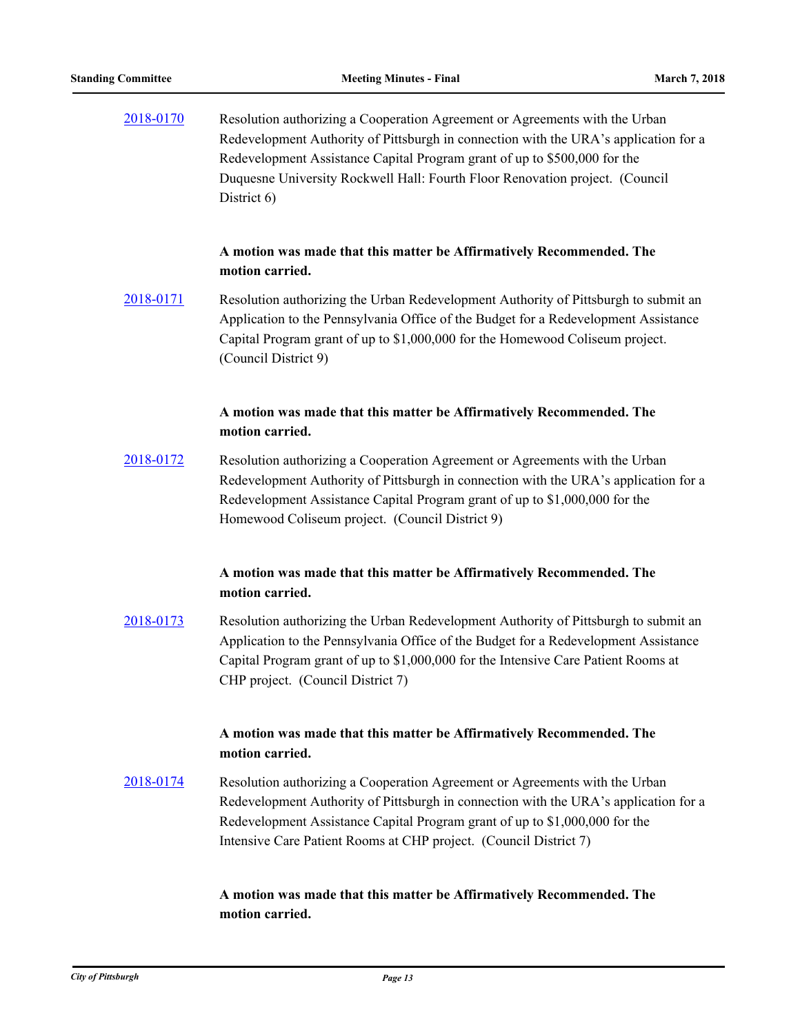[2018-0170]

Resolution authorizing a Cooperation Agreement or Agreements with the Urban Redevelopment Authority of Pittsburgh in connection with the URA's application for a Redevelopment Assistance Capital Program grant of up to $500,000 for the Duquesne University Rockwell Hall: Fourth Floor Renovation project. (Council District 6)

**A motion was made that this matter be Affirmatively Recommended. The motion carried.**

[2018-0171]

Resolution authorizing the Urban Redevelopment Authority of Pittsburgh to submit an Application to the Pennsylvania Office of the Budget for a Redevelopment Assistance Capital Program grant of up to $1,000,000 for the Homewood Coliseum project. (Council District 9)

**A motion was made that this matter be Affirmatively Recommended. The motion carried.**

[2018-0172]

Resolution authorizing a Cooperation Agreement or Agreements with the Urban Redevelopment Authority of Pittsburgh in connection with the URA's application for a Redevelopment Assistance Capital Program grant of up to $1,000,000 for the Homewood Coliseum project. (Council District 9)

**A motion was made that this matter be Affirmatively Recommended. The motion carried.**

[2018-0173]

Resolution authorizing the Urban Redevelopment Authority of Pittsburgh to submit an Application to the Pennsylvania Office of the Budget for a Redevelopment Assistance Capital Program grant of up to $1,000,000 for the Intensive Care Patient Rooms at CHP project. (Council District 7)

**A motion was made that this matter be Affirmatively Recommended. The motion carried.**

[2018-0174]

Resolution authorizing a Cooperation Agreement or Agreements with the Urban Redevelopment Authority of Pittsburgh in connection with the URA's application for a Redevelopment Assistance Capital Program grant of up to $1,000,000 for the Intensive Care Patient Rooms at CHP project. (Council District 7)

**A motion was made that this matter be Affirmatively Recommended. The motion carried.**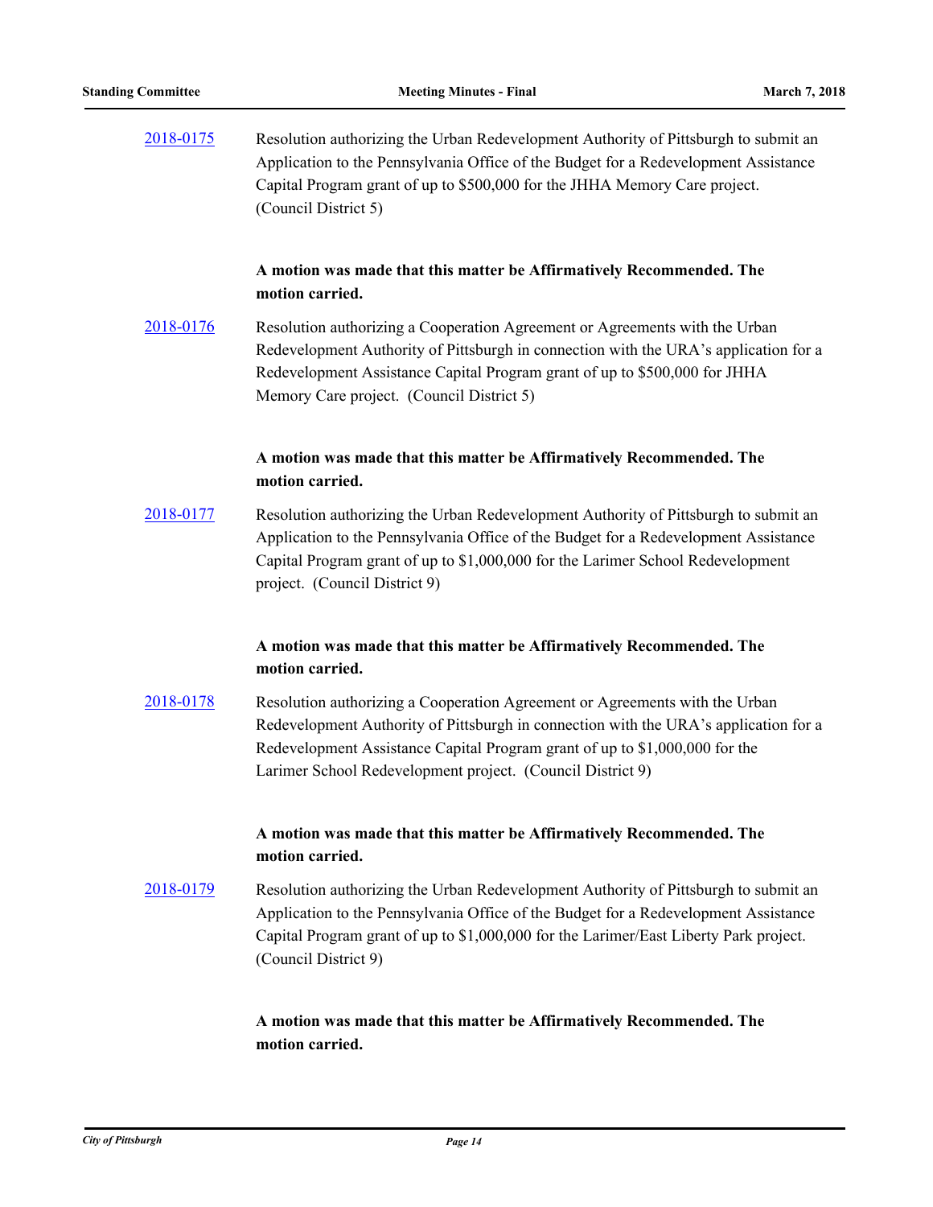2018-0175 Resolution authorizing the Urban Redevelopment Authority of Pittsburgh to submit an Application to the Pennsylvania Office of the Budget for a Redevelopment Assistance Capital Program grant of up to $500,000 for the JHHA Memory Care project. (Council District 5)

**A motion was made that this matter be Affirmatively Recommended. The motion carried.**

2018-0176 Resolution authorizing a Cooperation Agreement or Agreements with the Urban Redevelopment Authority of Pittsburgh in connection with the URA's application for a Redevelopment Assistance Capital Program grant of up to $500,000 for JHHA Memory Care project. (Council District 5)

**A motion was made that this matter be Affirmatively Recommended. The motion carried.**

2018-0177 Resolution authorizing the Urban Redevelopment Authority of Pittsburgh to submit an Application to the Pennsylvania Office of the Budget for a Redevelopment Assistance Capital Program grant of up to $1,000,000 for the Larimer School Redevelopment project. (Council District 9)

**A motion was made that this matter be Affirmatively Recommended. The motion carried.**

2018-0178 Resolution authorizing a Cooperation Agreement or Agreements with the Urban Redevelopment Authority of Pittsburgh in connection with the URA's application for a Redevelopment Assistance Capital Program grant of up to $1,000,000 for the Larimer School Redevelopment project. (Council District 9)

**A motion was made that this matter be Affirmatively Recommended. The motion carried.**

2018-0179 Resolution authorizing the Urban Redevelopment Authority of Pittsburgh to submit an Application to the Pennsylvania Office of the Budget for a Redevelopment Assistance Capital Program grant of up to $1,000,000 for the Larimer/East Liberty Park project. (Council District 9)

**A motion was made that this matter be Affirmatively Recommended. The motion carried.**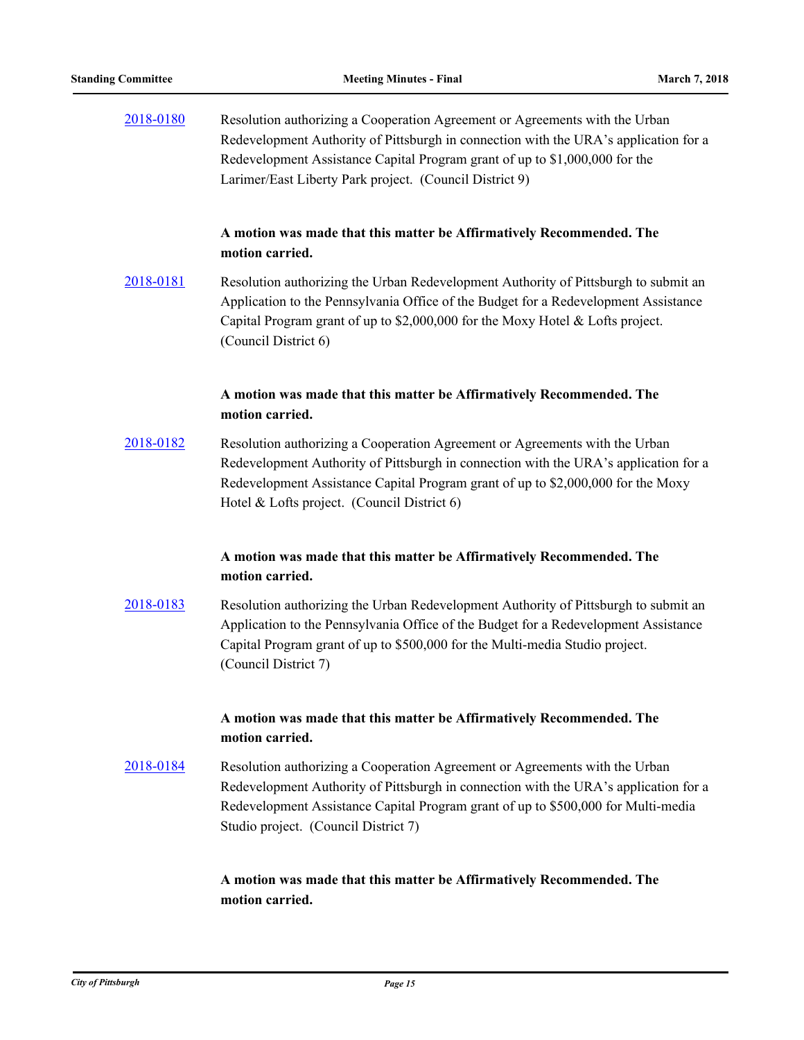2018-0180 Resolution authorizing a Cooperation Agreement or Agreements with the Urban Redevelopment Authority of Pittsburgh in connection with the URA's application for a Redevelopment Assistance Capital Program grant of up to $1,000,000 for the Larimer/East Liberty Park project. (Council District 9)

**A motion was made that this matter be Affirmatively Recommended. The motion carried.**

2018-0181 Resolution authorizing the Urban Redevelopment Authority of Pittsburgh to submit an Application to the Pennsylvania Office of the Budget for a Redevelopment Assistance Capital Program grant of up to $2,000,000 for the Moxy Hotel & Lofts project. (Council District 6)

**A motion was made that this matter be Affirmatively Recommended. The motion carried.**

2018-0182 Resolution authorizing a Cooperation Agreement or Agreements with the Urban Redevelopment Authority of Pittsburgh in connection with the URA's application for a Redevelopment Assistance Capital Program grant of up to $2,000,000 for the Moxy Hotel & Lofts project. (Council District 6)

**A motion was made that this matter be Affirmatively Recommended. The motion carried.**

2018-0183 Resolution authorizing the Urban Redevelopment Authority of Pittsburgh to submit an Application to the Pennsylvania Office of the Budget for a Redevelopment Assistance Capital Program grant of up to $500,000 for the Multi-media Studio project. (Council District 7)

**A motion was made that this matter be Affirmatively Recommended. The motion carried.**

2018-0184 Resolution authorizing a Cooperation Agreement or Agreements with the Urban Redevelopment Authority of Pittsburgh in connection with the URA's application for a Redevelopment Assistance Capital Program grant of up to $500,000 for Multi-media Studio project. (Council District 7)

**A motion was made that this matter be Affirmatively Recommended. The motion carried.**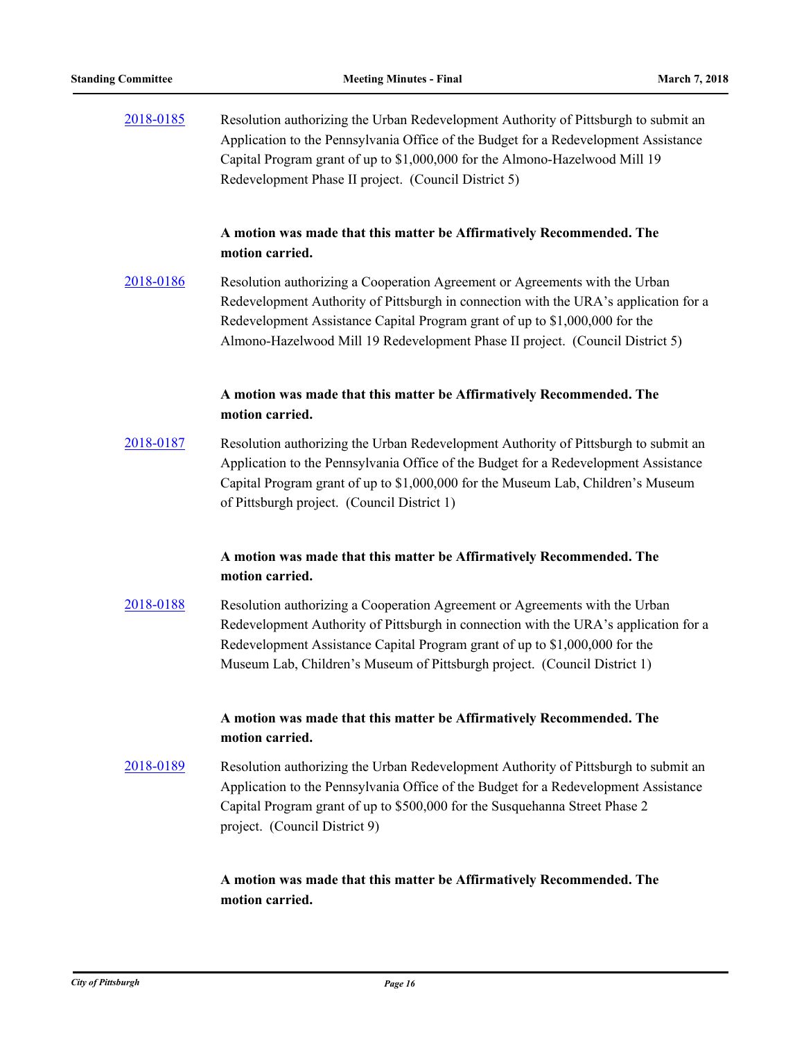2018-0185 Resolution authorizing the Urban Redevelopment Authority of Pittsburgh to submit an Application to the Pennsylvania Office of the Budget for a Redevelopment Assistance Capital Program grant of up to $1,000,000 for the Almono-Hazelwood Mill 19 Redevelopment Phase II project. (Council District 5)

**A motion was made that this matter be Affirmatively Recommended. The motion carried.**

2018-0186 Resolution authorizing a Cooperation Agreement or Agreements with the Urban Redevelopment Authority of Pittsburgh in connection with the URA's application for a Redevelopment Assistance Capital Program grant of up to $1,000,000 for the Almono-Hazelwood Mill 19 Redevelopment Phase II project. (Council District 5)

**A motion was made that this matter be Affirmatively Recommended. The motion carried.**

2018-0187 Resolution authorizing the Urban Redevelopment Authority of Pittsburgh to submit an Application to the Pennsylvania Office of the Budget for a Redevelopment Assistance Capital Program grant of up to $1,000,000 for the Museum Lab, Children's Museum of Pittsburgh project. (Council District 1)

**A motion was made that this matter be Affirmatively Recommended. The motion carried.**

2018-0188 Resolution authorizing a Cooperation Agreement or Agreements with the Urban Redevelopment Authority of Pittsburgh in connection with the URA's application for a Redevelopment Assistance Capital Program grant of up to $1,000,000 for the Museum Lab, Children's Museum of Pittsburgh project. (Council District 1)

**A motion was made that this matter be Affirmatively Recommended. The motion carried.**

2018-0189 Resolution authorizing the Urban Redevelopment Authority of Pittsburgh to submit an Application to the Pennsylvania Office of the Budget for a Redevelopment Assistance Capital Program grant of up to $500,000 for the Susquehanna Street Phase 2 project. (Council District 9)

**A motion was made that this matter be Affirmatively Recommended. The motion carried.**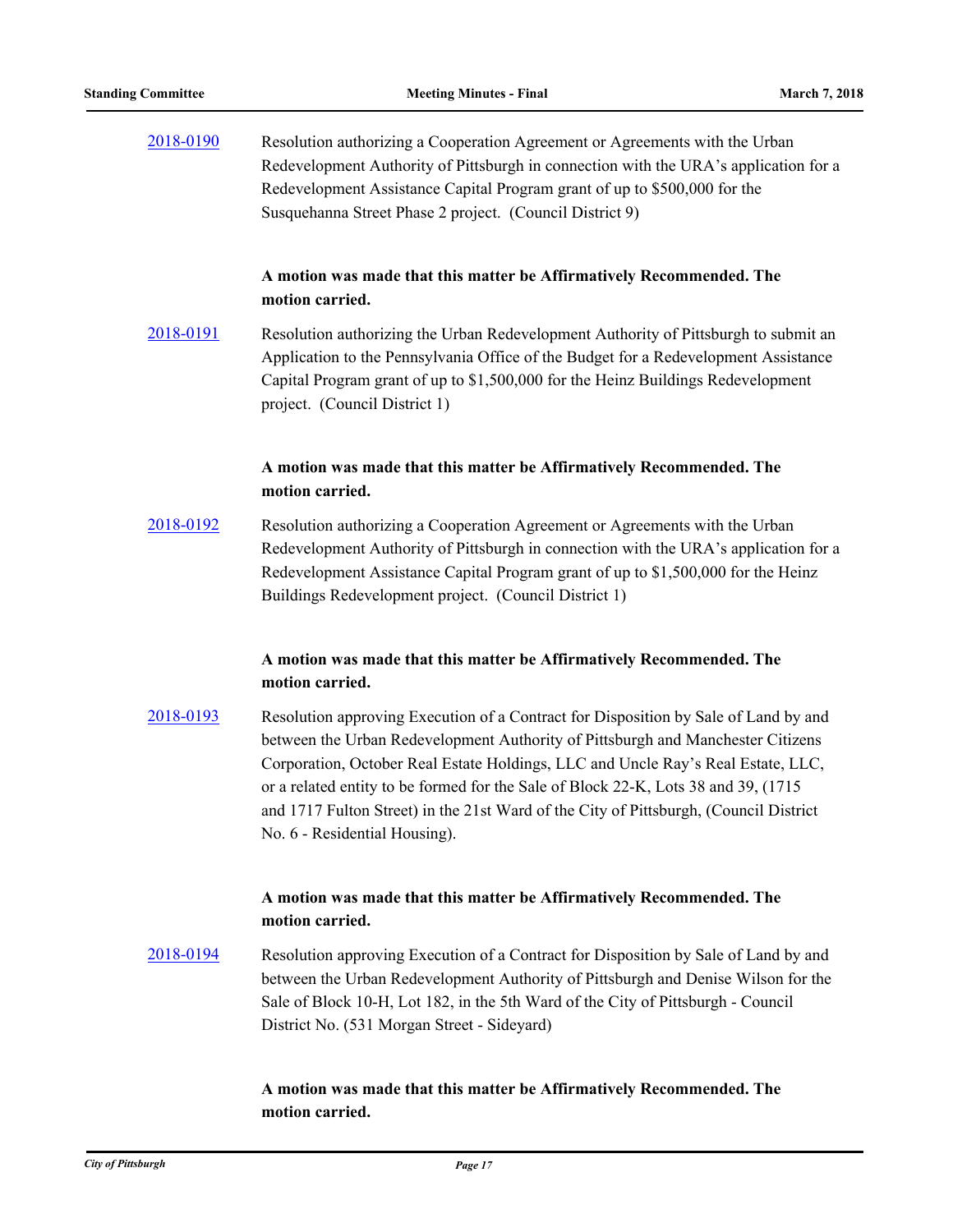2018-0190 Resolution authorizing a Cooperation Agreement or Agreements with the Urban Redevelopment Authority of Pittsburgh in connection with the URA's application for a Redevelopment Assistance Capital Program grant of up to $500,000 for the Susquehanna Street Phase 2 project. (Council District 9)

**A motion was made that this matter be Affirmatively Recommended. The motion carried.**

2018-0191 Resolution authorizing the Urban Redevelopment Authority of Pittsburgh to submit an Application to the Pennsylvania Office of the Budget for a Redevelopment Assistance Capital Program grant of up to $1,500,000 for the Heinz Buildings Redevelopment project. (Council District 1)

**A motion was made that this matter be Affirmatively Recommended. The motion carried.**

2018-0192 Resolution authorizing a Cooperation Agreement or Agreements with the Urban Redevelopment Authority of Pittsburgh in connection with the URA's application for a Redevelopment Assistance Capital Program grant of up to $1,500,000 for the Heinz Buildings Redevelopment project. (Council District 1)

**A motion was made that this matter be Affirmatively Recommended. The motion carried.**

2018-0193 Resolution approving Execution of a Contract for Disposition by Sale of Land by and between the Urban Redevelopment Authority of Pittsburgh and Manchester Citizens Corporation, October Real Estate Holdings, LLC and Uncle Ray's Real Estate, LLC, or a related entity to be formed for the Sale of Block 22-K, Lots 38 and 39, (1715 and 1717 Fulton Street) in the 21st Ward of the City of Pittsburgh, (Council District No. 6 - Residential Housing).

**A motion was made that this matter be Affirmatively Recommended. The motion carried.**

2018-0194 Resolution approving Execution of a Contract for Disposition by Sale of Land by and between the Urban Redevelopment Authority of Pittsburgh and Denise Wilson for the Sale of Block 10-H, Lot 182, in the 5th Ward of the City of Pittsburgh - Council District No. (531 Morgan Street - Sideyard)

**A motion was made that this matter be Affirmatively Recommended. The motion carried.**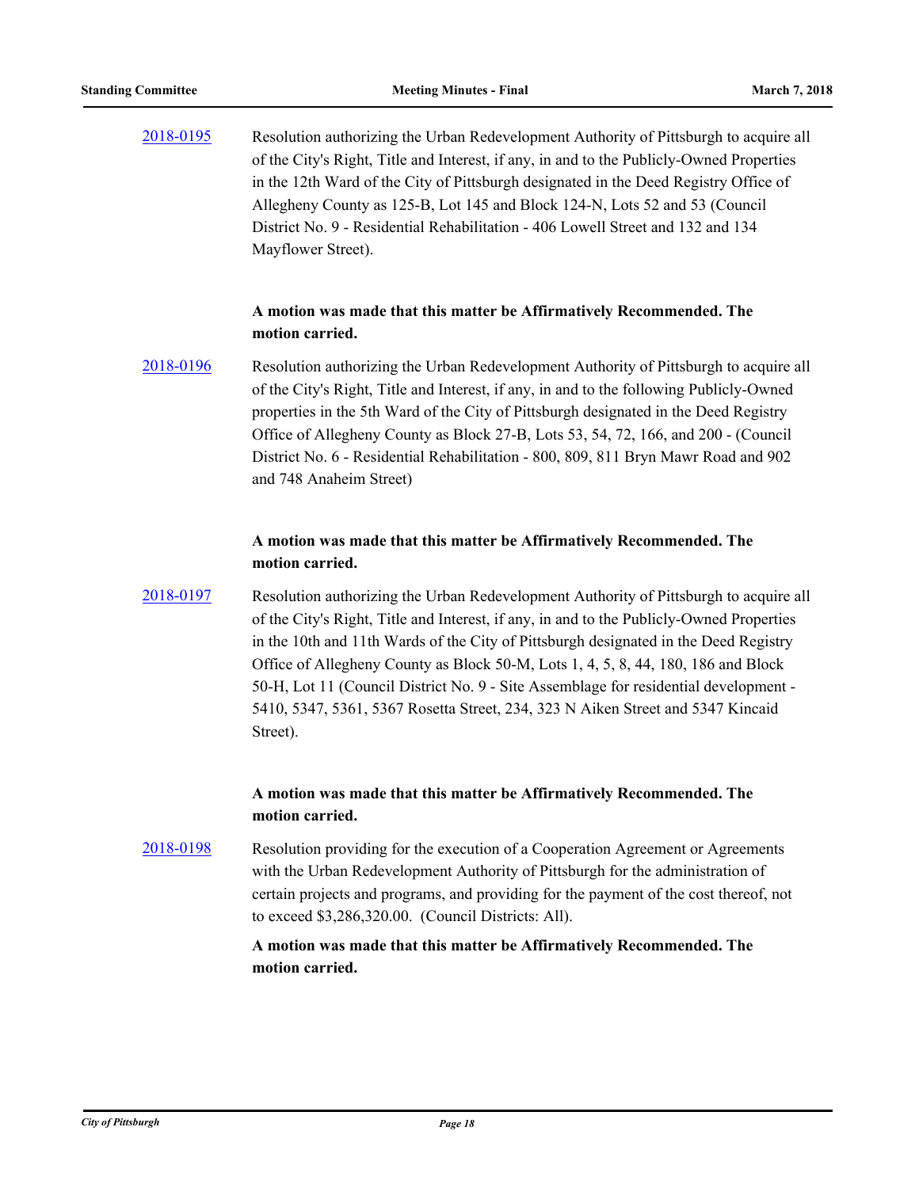2018-0195 Resolution authorizing the Urban Redevelopment Authority of Pittsburgh to acquire all of the City's Right, Title and Interest, if any, in and to the Publicly-Owned Properties in the 12th Ward of the City of Pittsburgh designated in the Deed Registry Office of Allegheny County as 125-B, Lot 145 and Block 124-N, Lots 52 and 53 (Council District No. 9 - Residential Rehabilitation - 406 Lowell Street and 132 and 134 Mayflower Street).

**A motion was made that this matter be Affirmatively Recommended. The motion carried.**

2018-0196 Resolution authorizing the Urban Redevelopment Authority of Pittsburgh to acquire all of the City's Right, Title and Interest, if any, in and to the following Publicly-Owned properties in the 5th Ward of the City of Pittsburgh designated in the Deed Registry Office of Allegheny County as Block 27-B, Lots 53, 54, 72, 166, and 200 - (Council District No. 6 - Residential Rehabilitation - 800, 809, 811 Bryn Mawr Road and 902 and 748 Anaheim Street)

**A motion was made that this matter be Affirmatively Recommended. The motion carried.**

2018-0197 Resolution authorizing the Urban Redevelopment Authority of Pittsburgh to acquire all of the City's Right, Title and Interest, if any, in and to the Publicly-Owned Properties in the 10th and 11th Wards of the City of Pittsburgh designated in the Deed Registry Office of Allegheny County as Block 50-M, Lots 1, 4, 5, 8, 44, 180, 186 and Block 50-H, Lot 11 (Council District No. 9 - Site Assemblage for residential development - 5410, 5347, 5361, 5367 Rosetta Street, 234, 323 N Aiken Street and 5347 Kincaid Street).

**A motion was made that this matter be Affirmatively Recommended. The motion carried.**

2018-0198 Resolution providing for the execution of a Cooperation Agreement or Agreements with the Urban Redevelopment Authority of Pittsburgh for the administration of certain projects and programs, and providing for the payment of the cost thereof, not to exceed $3,286,320.00. (Council Districts: All).

**A motion was made that this matter be Affirmatively Recommended. The motion carried.**